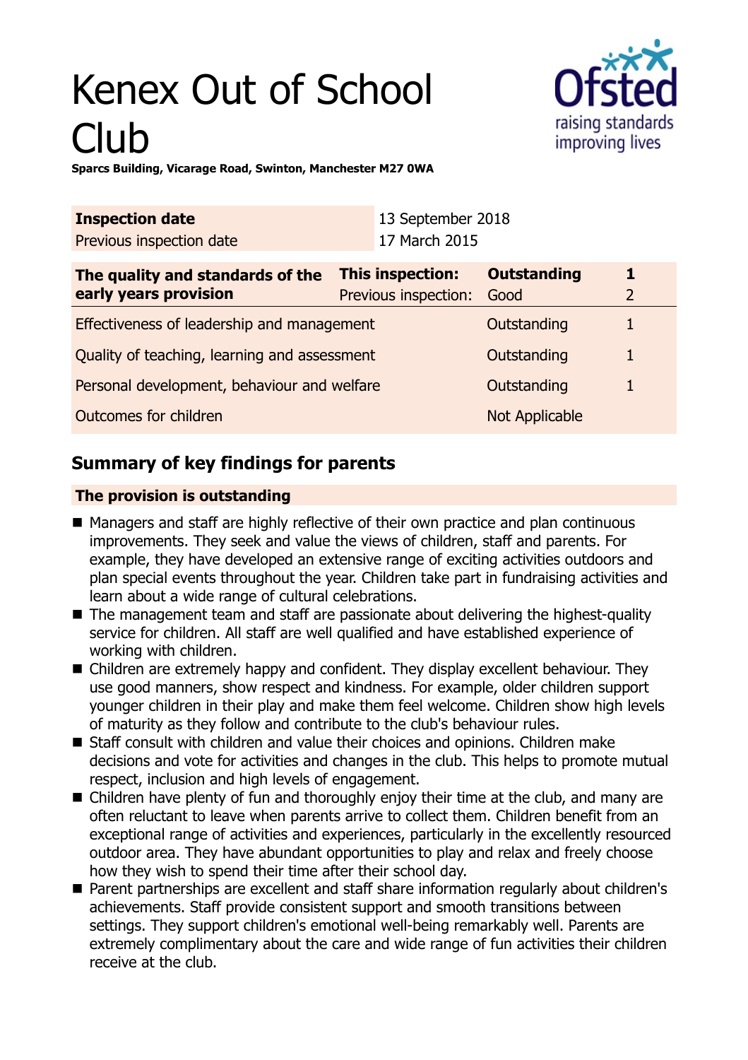# Kenex Out of School Club

**Sparcs Building, Vicarage Road, Swinton, Manchester M27 0WA**

| **Inspection date** | 13 September 2018 |
|---|---|
| Previous inspection date | 17 March 2015 |

| **The quality and standards of the early years provision** | **This inspection:** | **Outstanding** | **1** |
|---|---|---|---|
| | Previous inspection: | Good | 2 |
| Effectiveness of leadership and management | | Outstanding | 1 |
| Quality of teaching, learning and assessment | | Outstanding | 1 |
| Personal development, behaviour and welfare | | Outstanding | 1 |
| Outcomes for children | | Not Applicable | |

## Summary of key findings for parents

### The provision is outstanding

- Managers and staff are highly reflective of their own practice and plan continuous improvements. They seek and value the views of children, staff and parents. For example, they have developed an extensive range of exciting activities outdoors and plan special events throughout the year. Children take part in fundraising activities and learn about a wide range of cultural celebrations.
- The management team and staff are passionate about delivering the highest-quality service for children. All staff are well qualified and have established experience of working with children.
- Children are extremely happy and confident. They display excellent behaviour. They use good manners, show respect and kindness. For example, older children support younger children in their play and make them feel welcome. Children show high levels of maturity as they follow and contribute to the club's behaviour rules.
- Staff consult with children and value their choices and opinions. Children make decisions and vote for activities and changes in the club. This helps to promote mutual respect, inclusion and high levels of engagement.
- Children have plenty of fun and thoroughly enjoy their time at the club, and many are often reluctant to leave when parents arrive to collect them. Children benefit from an exceptional range of activities and experiences, particularly in the excellently resourced outdoor area. They have abundant opportunities to play and relax and freely choose how they wish to spend their time after their school day.
- Parent partnerships are excellent and staff share information regularly about children's achievements. Staff provide consistent support and smooth transitions between settings. They support children's emotional well-being remarkably well. Parents are extremely complimentary about the care and wide range of fun activities their children receive at the club.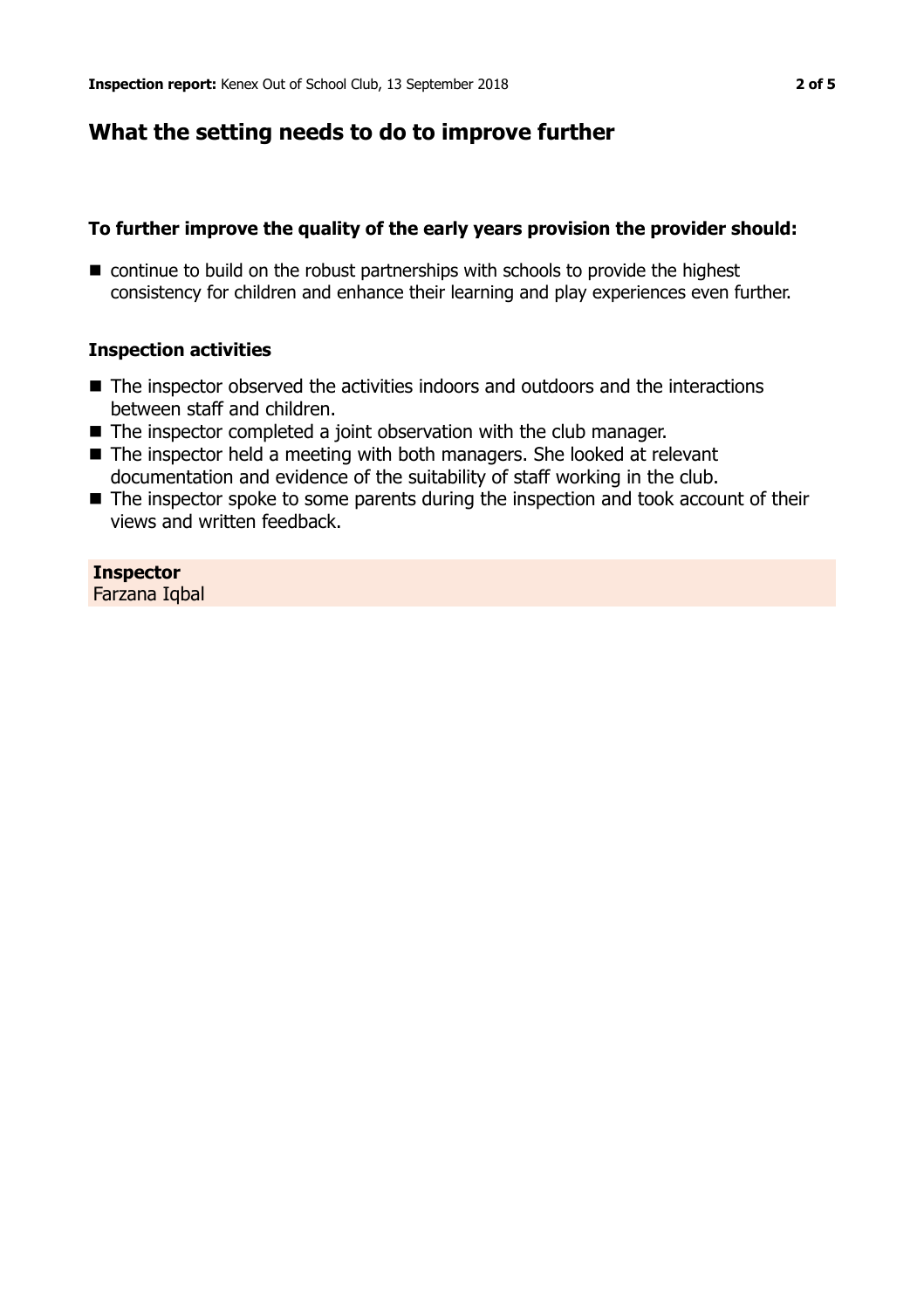## What the setting needs to do to improve further

### To further improve the quality of the early years provision the provider should:

- continue to build on the robust partnerships with schools to provide the highest consistency for children and enhance their learning and play experiences even further.

### Inspection activities

- The inspector observed the activities indoors and outdoors and the interactions between staff and children.
- The inspector completed a joint observation with the club manager.
- The inspector held a meeting with both managers. She looked at relevant documentation and evidence of the suitability of staff working in the club.
- The inspector spoke to some parents during the inspection and took account of their views and written feedback.

**Inspector**
Farzana Iqbal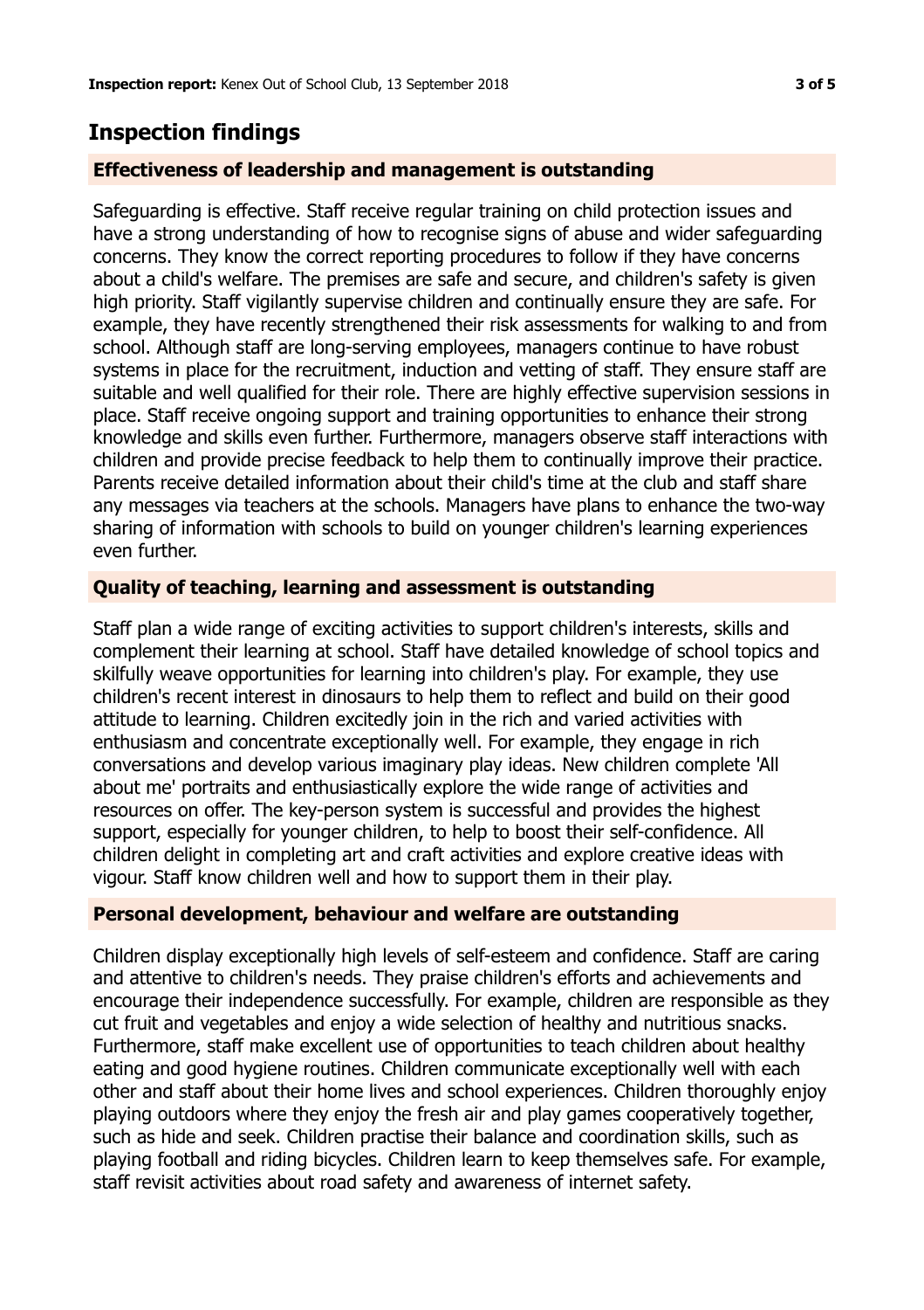## Inspection findings

### Effectiveness of leadership and management is outstanding

Safeguarding is effective. Staff receive regular training on child protection issues and have a strong understanding of how to recognise signs of abuse and wider safeguarding concerns. They know the correct reporting procedures to follow if they have concerns about a child's welfare. The premises are safe and secure, and children's safety is given high priority. Staff vigilantly supervise children and continually ensure they are safe. For example, they have recently strengthened their risk assessments for walking to and from school. Although staff are long-serving employees, managers continue to have robust systems in place for the recruitment, induction and vetting of staff. They ensure staff are suitable and well qualified for their role. There are highly effective supervision sessions in place. Staff receive ongoing support and training opportunities to enhance their strong knowledge and skills even further. Furthermore, managers observe staff interactions with children and provide precise feedback to help them to continually improve their practice. Parents receive detailed information about their child's time at the club and staff share any messages via teachers at the schools. Managers have plans to enhance the two-way sharing of information with schools to build on younger children's learning experiences even further.

### Quality of teaching, learning and assessment is outstanding

Staff plan a wide range of exciting activities to support children's interests, skills and complement their learning at school. Staff have detailed knowledge of school topics and skilfully weave opportunities for learning into children's play. For example, they use children's recent interest in dinosaurs to help them to reflect and build on their good attitude to learning. Children excitedly join in the rich and varied activities with enthusiasm and concentrate exceptionally well. For example, they engage in rich conversations and develop various imaginary play ideas. New children complete 'All about me' portraits and enthusiastically explore the wide range of activities and resources on offer. The key-person system is successful and provides the highest support, especially for younger children, to help to boost their self-confidence. All children delight in completing art and craft activities and explore creative ideas with vigour. Staff know children well and how to support them in their play.

### Personal development, behaviour and welfare are outstanding

Children display exceptionally high levels of self-esteem and confidence. Staff are caring and attentive to children's needs. They praise children's efforts and achievements and encourage their independence successfully. For example, children are responsible as they cut fruit and vegetables and enjoy a wide selection of healthy and nutritious snacks. Furthermore, staff make excellent use of opportunities to teach children about healthy eating and good hygiene routines. Children communicate exceptionally well with each other and staff about their home lives and school experiences. Children thoroughly enjoy playing outdoors where they enjoy the fresh air and play games cooperatively together, such as hide and seek. Children practise their balance and coordination skills, such as playing football and riding bicycles. Children learn to keep themselves safe. For example, staff revisit activities about road safety and awareness of internet safety.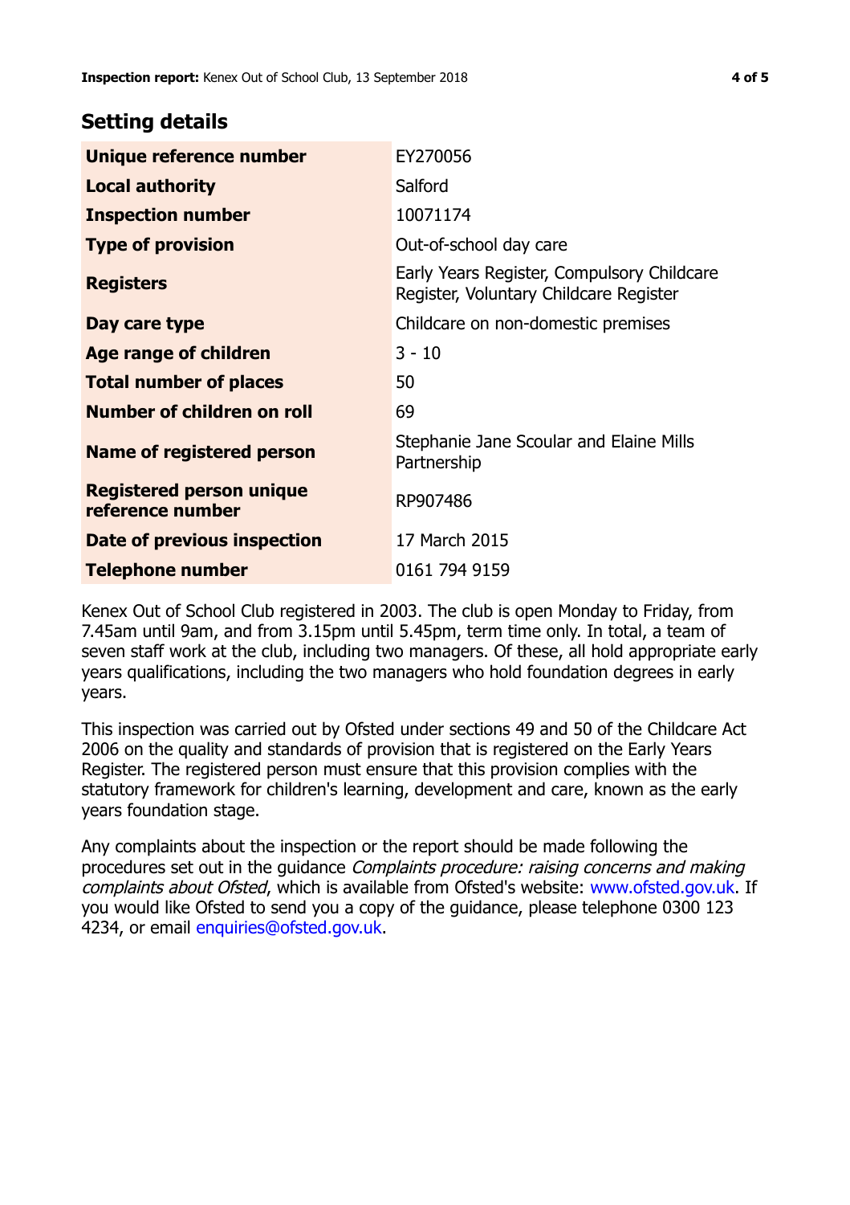## Setting details

| | |
|---|---|
| **Unique reference number** | EY270056 |
| **Local authority** | Salford |
| **Inspection number** | 10071174 |
| **Type of provision** | Out-of-school day care |
| **Registers** | Early Years Register, Compulsory Childcare Register, Voluntary Childcare Register |
| **Day care type** | Childcare on non-domestic premises |
| **Age range of children** | 3 - 10 |
| **Total number of places** | 50 |
| **Number of children on roll** | 69 |
| **Name of registered person** | Stephanie Jane Scoular and Elaine Mills Partnership |
| **Registered person unique reference number** | RP907486 |
| **Date of previous inspection** | 17 March 2015 |
| **Telephone number** | 0161 794 9159 |

Kenex Out of School Club registered in 2003. The club is open Monday to Friday, from 7.45am until 9am, and from 3.15pm until 5.45pm, term time only. In total, a team of seven staff work at the club, including two managers. Of these, all hold appropriate early years qualifications, including the two managers who hold foundation degrees in early years.

This inspection was carried out by Ofsted under sections 49 and 50 of the Childcare Act 2006 on the quality and standards of provision that is registered on the Early Years Register. The registered person must ensure that this provision complies with the statutory framework for children's learning, development and care, known as the early years foundation stage.

Any complaints about the inspection or the report should be made following the procedures set out in the guidance *Complaints procedure: raising concerns and making complaints about Ofsted*, which is available from Ofsted's website: www.ofsted.gov.uk. If you would like Ofsted to send you a copy of the guidance, please telephone 0300 123 4234, or email enquiries@ofsted.gov.uk.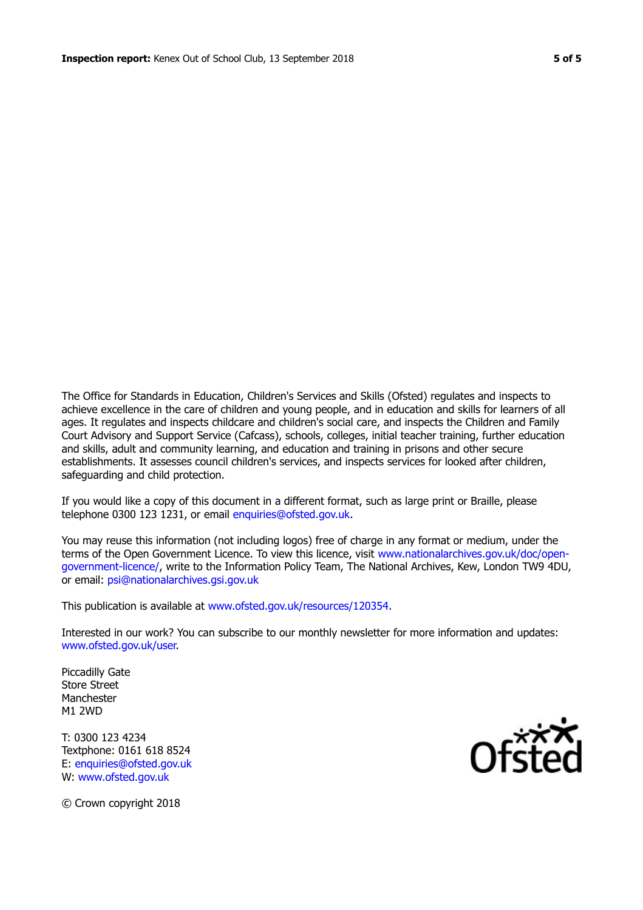The Office for Standards in Education, Children's Services and Skills (Ofsted) regulates and inspects to achieve excellence in the care of children and young people, and in education and skills for learners of all ages. It regulates and inspects childcare and children's social care, and inspects the Children and Family Court Advisory and Support Service (Cafcass), schools, colleges, initial teacher training, further education and skills, adult and community learning, and education and training in prisons and other secure establishments. It assesses council children's services, and inspects services for looked after children, safeguarding and child protection.

If you would like a copy of this document in a different format, such as large print or Braille, please telephone 0300 123 1231, or email enquiries@ofsted.gov.uk.

You may reuse this information (not including logos) free of charge in any format or medium, under the terms of the Open Government Licence. To view this licence, visit www.nationalarchives.gov.uk/doc/open-government-licence/, write to the Information Policy Team, The National Archives, Kew, London TW9 4DU, or email: psi@nationalarchives.gsi.gov.uk

This publication is available at www.ofsted.gov.uk/resources/120354.

Interested in our work? You can subscribe to our monthly newsletter for more information and updates: www.ofsted.gov.uk/user.

Piccadilly Gate
Store Street
Manchester
M1 2WD

T: 0300 123 4234
Textphone: 0161 618 8524
E: enquiries@ofsted.gov.uk
W: www.ofsted.gov.uk

© Crown copyright 2018